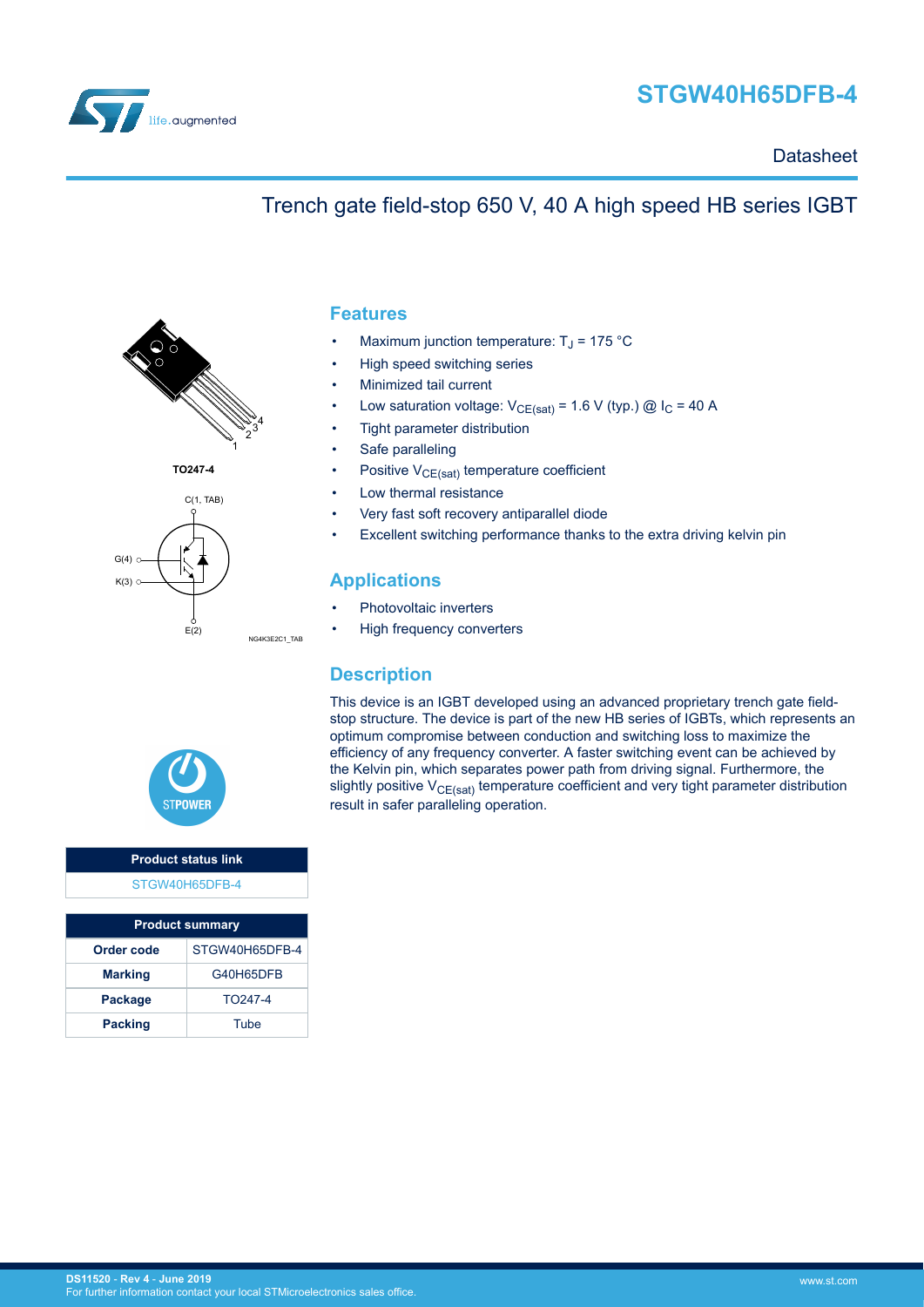# STGW40H65DFB-4

Datasheet

## Trench gate field-stop 650 V, 40 A high speed HB series IGBT

TO247-4

C(1, TAB)

G(4)

K(3)

E(2)

NG4K3E2C1_TAB

## Features

- Maximum junction temperature: $T_J$ = 175 °C
- High speed switching series
- Minimized tail current
- Low saturation voltage: $V_{CE(sat)}$ = 1.6 V (typ.) @ $I_C$ = 40 A
- Tight parameter distribution
- Safe paralleling
- Positive $V_{CE(sat)}$ temperature coefficient
- Low thermal resistance
- Very fast soft recovery antiparallel diode
- Excellent switching performance thanks to the extra driving kelvin pin

## Applications

- Photovoltaic inverters
- High frequency converters

## Description

This device is an IGBT developed using an advanced proprietary trench gate field-stop structure. The device is part of the new HB series of IGBTs, which represents an optimum compromise between conduction and switching loss to maximize the efficiency of any frequency converter. A faster switching event can be achieved by the Kelvin pin, which separates power path from driving signal. Furthermore, the slightly positive $V_{CE(sat)}$ temperature coefficient and very tight parameter distribution result in safer paralleling operation.

| Product status link |
| --- |
| STGW40H65DFB-4 |

| Product summary | |
| --- | --- |
| **Order code** | STGW40H65DFB-4 |
| **Marking** | G40H65DFB |
| **Package** | TO247-4 |
| **Packing** | Tube |

DS11520 - Rev 4 - June 2019
For further information contact your local STMicroelectronics sales office.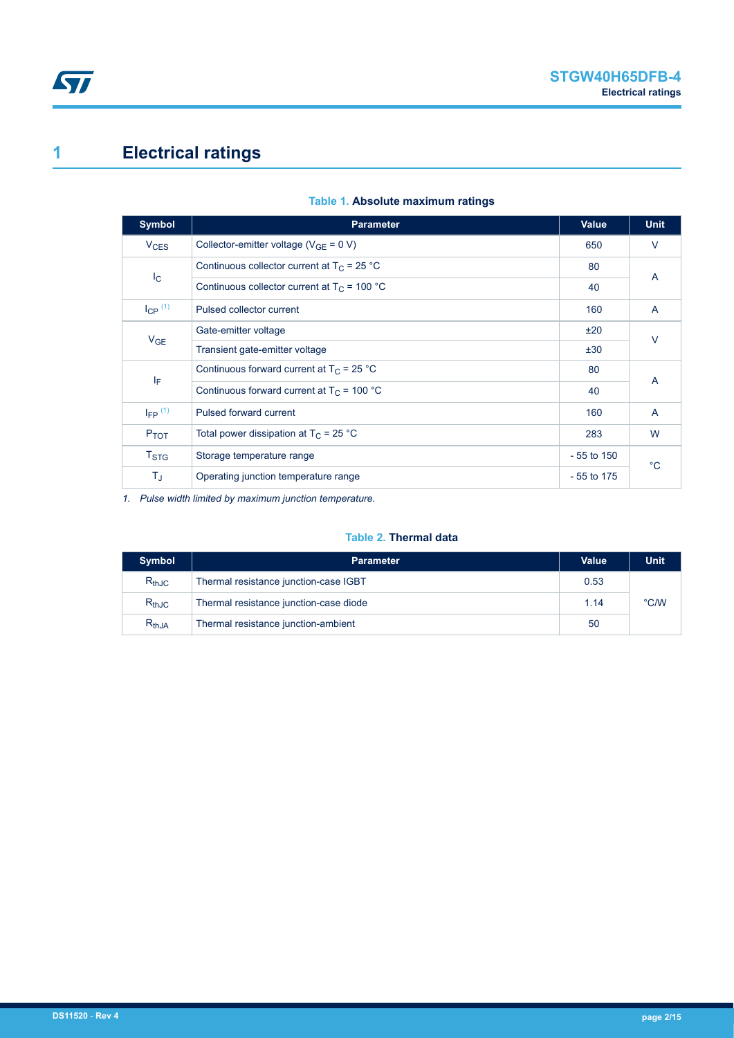# 1 Electrical ratings

**Table 1. Absolute maximum ratings**

| Symbol | Parameter | Value | Unit |
| --- | --- | --- | --- |
| $V_{CES}$ | Collector-emitter voltage ($V_{GE}$ = 0 V) | 650 | V |
| $I_C$ | Continuous collector current at $T_C$ = 25 °C | 80 | A |
| | Continuous collector current at $T_C$ = 100 °C | 40 | |
| $I_{CP}$ (1) | Pulsed collector current | 160 | A |
| $V_{GE}$ | Gate-emitter voltage | ±20 | V |
| | Transient gate-emitter voltage | ±30 | |
| $I_F$ | Continuous forward current at $T_C$ = 25 °C | 80 | A |
| | Continuous forward current at $T_C$ = 100 °C | 40 | |
| $I_{FP}$ (1) | Pulsed forward current | 160 | A |
| $P_{TOT}$ | Total power dissipation at $T_C$ = 25 °C | 283 | W |
| $T_{STG}$ | Storage temperature range | - 55 to 150 | °C |
| $T_J$ | Operating junction temperature range | - 55 to 175 | |

*1. Pulse width limited by maximum junction temperature.*

**Table 2. Thermal data**

| Symbol | Parameter | Value | Unit |
| --- | --- | --- | --- |
| $R_{thJC}$ | Thermal resistance junction-case IGBT | 0.53 | °C/W |
| $R_{thJC}$ | Thermal resistance junction-case diode | 1.14 | |
| $R_{thJA}$ | Thermal resistance junction-ambient | 50 | |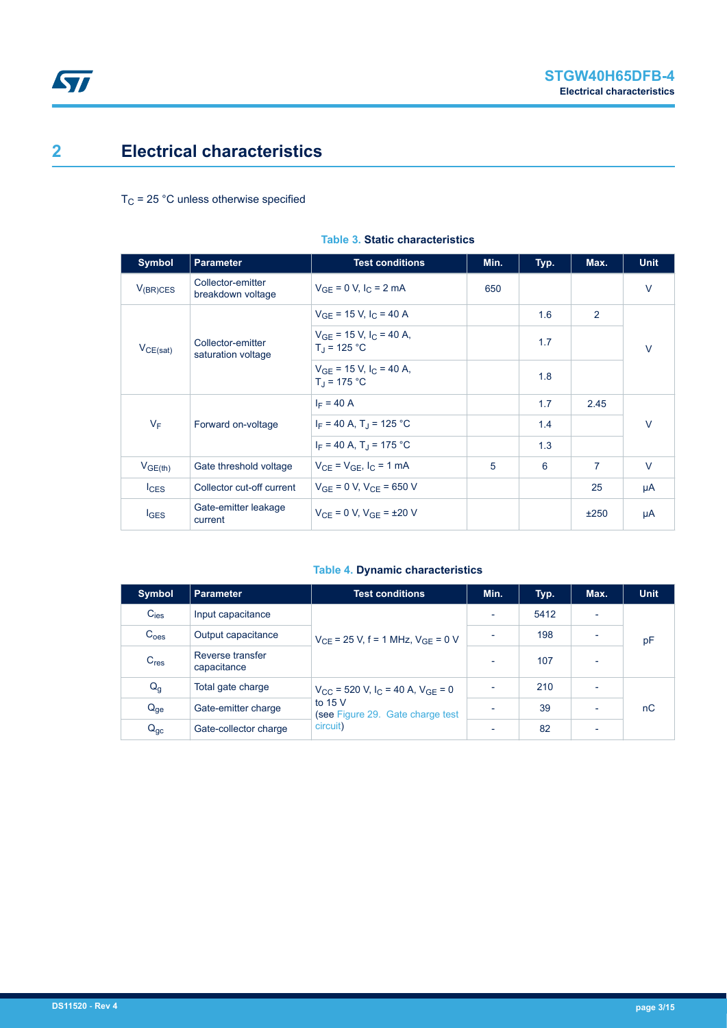## 2 Electrical characteristics

$T_C$ = 25 °C unless otherwise specified

**Table 3. Static characteristics**

| Symbol | Parameter | Test conditions | Min. | Typ. | Max. | Unit |
|---|---|---|---|---|---|---|
| $V_{(BR)CES}$ | Collector-emitter breakdown voltage | $V_{GE}$ = 0 V, $I_C$ = 2 mA | 650 | | | V |
| $V_{CE(sat)}$ | Collector-emitter saturation voltage | $V_{GE}$ = 15 V, $I_C$ = 40 A | | 1.6 | 2 | V |
| | | $V_{GE}$ = 15 V, $I_C$ = 40 A, $T_J$ = 125 °C | | 1.7 | | |
| | | $V_{GE}$ = 15 V, $I_C$ = 40 A, $T_J$ = 175 °C | | 1.8 | | |
| $V_F$ | Forward on-voltage | $I_F$ = 40 A | | 1.7 | 2.45 | V |
| | | $I_F$ = 40 A, $T_J$ = 125 °C | | 1.4 | | |
| | | $I_F$ = 40 A, $T_J$ = 175 °C | | 1.3 | | |
| $V_{GE(th)}$ | Gate threshold voltage | $V_{CE}$ = $V_{GE}$, $I_C$ = 1 mA | 5 | 6 | 7 | V |
| $I_{CES}$ | Collector cut-off current | $V_{GE}$ = 0 V, $V_{CE}$ = 650 V | | | 25 | µA |
| $I_{GES}$ | Gate-emitter leakage current | $V_{CE}$ = 0 V, $V_{GE}$ = ±20 V | | | ±250 | µA |

**Table 4. Dynamic characteristics**

| Symbol | Parameter | Test conditions | Min. | Typ. | Max. | Unit |
|---|---|---|---|---|---|---|
| $C_{ies}$ | Input capacitance | $V_{CE}$ = 25 V, f = 1 MHz, $V_{GE}$ = 0 V | - | 5412 | - | pF |
| $C_{oes}$ | Output capacitance | | - | 198 | - | |
| $C_{res}$ | Reverse transfer capacitance | | - | 107 | - | |
| $Q_g$ | Total gate charge | $V_{CC}$ = 520 V, $I_C$ = 40 A, $V_{GE}$ = 0 to 15 V (see Figure 29. Gate charge test circuit) | - | 210 | - | nC |
| $Q_{ge}$ | Gate-emitter charge | | - | 39 | - | |
| $Q_{gc}$ | Gate-collector charge | | - | 82 | - | |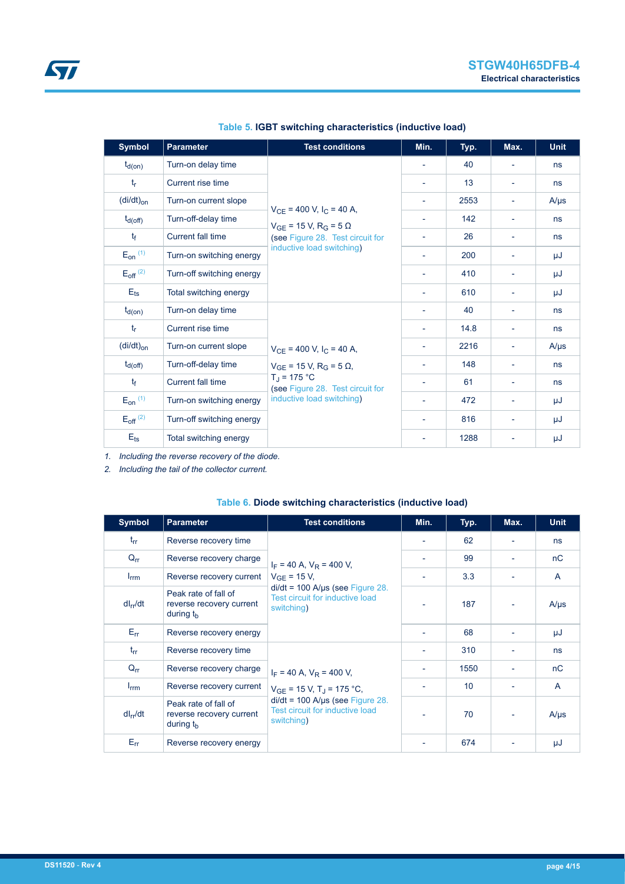### Table 5. IGBT switching characteristics (inductive load)

| Symbol | Parameter | Test conditions | Min. | Typ. | Max. | Unit |
|---|---|---|---|---|---|---|
| $t_{d(on)}$ | Turn-on delay time | $V_{CE}$ = 400 V, $I_C$ = 40 A, $V_{GE}$ = 15 V, $R_G$ = 5 Ω (see Figure 28. Test circuit for inductive load switching) | - | 40 | - | ns |
| $t_r$ | Current rise time | | - | 13 | - | ns |
| $(di/dt)_{on}$ | Turn-on current slope | | - | 2553 | - | A/µs |
| $t_{d(off)}$ | Turn-off-delay time | | - | 142 | - | ns |
| $t_f$ | Current fall time | | - | 26 | - | ns |
| $E_{on}$ (1) | Turn-on switching energy | | - | 200 | - | µJ |
| $E_{off}$ (2) | Turn-off switching energy | | - | 410 | - | µJ |
| $E_{ts}$ | Total switching energy | | - | 610 | - | µJ |
| $t_{d(on)}$ | Turn-on delay time | $V_{CE}$ = 400 V, $I_C$ = 40 A, $V_{GE}$ = 15 V, $R_G$ = 5 Ω, $T_J$ = 175 °C (see Figure 28. Test circuit for inductive load switching) | - | 40 | - | ns |
| $t_r$ | Current rise time | | - | 14.8 | - | ns |
| $(di/dt)_{on}$ | Turn-on current slope | | - | 2216 | - | A/µs |
| $t_{d(off)}$ | Turn-off-delay time | | - | 148 | - | ns |
| $t_f$ | Current fall time | | - | 61 | - | ns |
| $E_{on}$ (1) | Turn-on switching energy | | - | 472 | - | µJ |
| $E_{off}$ (2) | Turn-off switching energy | | - | 816 | - | µJ |
| $E_{ts}$ | Total switching energy | | - | 1288 | - | µJ |

1. *Including the reverse recovery of the diode.*
2. *Including the tail of the collector current.*

### Table 6. Diode switching characteristics (inductive load)

| Symbol | Parameter | Test conditions | Min. | Typ. | Max. | Unit |
|---|---|---|---|---|---|---|
| $t_{rr}$ | Reverse recovery time | $I_F$ = 40 A, $V_R$ = 400 V, $V_{GE}$ = 15 V, di/dt = 100 A/µs (see Figure 28. Test circuit for inductive load switching) | - | 62 | - | ns |
| $Q_{rr}$ | Reverse recovery charge | | - | 99 | - | nC |
| $I_{rrm}$ | Reverse recovery current | | - | 3.3 | - | A |
| $dI_{rr}/dt$ | Peak rate of fall of reverse recovery current during $t_b$ | | - | 187 | - | A/µs |
| $E_{rr}$ | Reverse recovery energy | | - | 68 | - | µJ |
| $t_{rr}$ | Reverse recovery time | $I_F$ = 40 A, $V_R$ = 400 V, $V_{GE}$ = 15 V, $T_J$ = 175 °C, di/dt = 100 A/µs (see Figure 28. Test circuit for inductive load switching) | - | 310 | - | ns |
| $Q_{rr}$ | Reverse recovery charge | | - | 1550 | - | nC |
| $I_{rrm}$ | Reverse recovery current | | - | 10 | - | A |
| $dI_{rr}/dt$ | Peak rate of fall of reverse recovery current during $t_b$ | | - | 70 | - | A/µs |
| $E_{rr}$ | Reverse recovery energy | | - | 674 | - | µJ |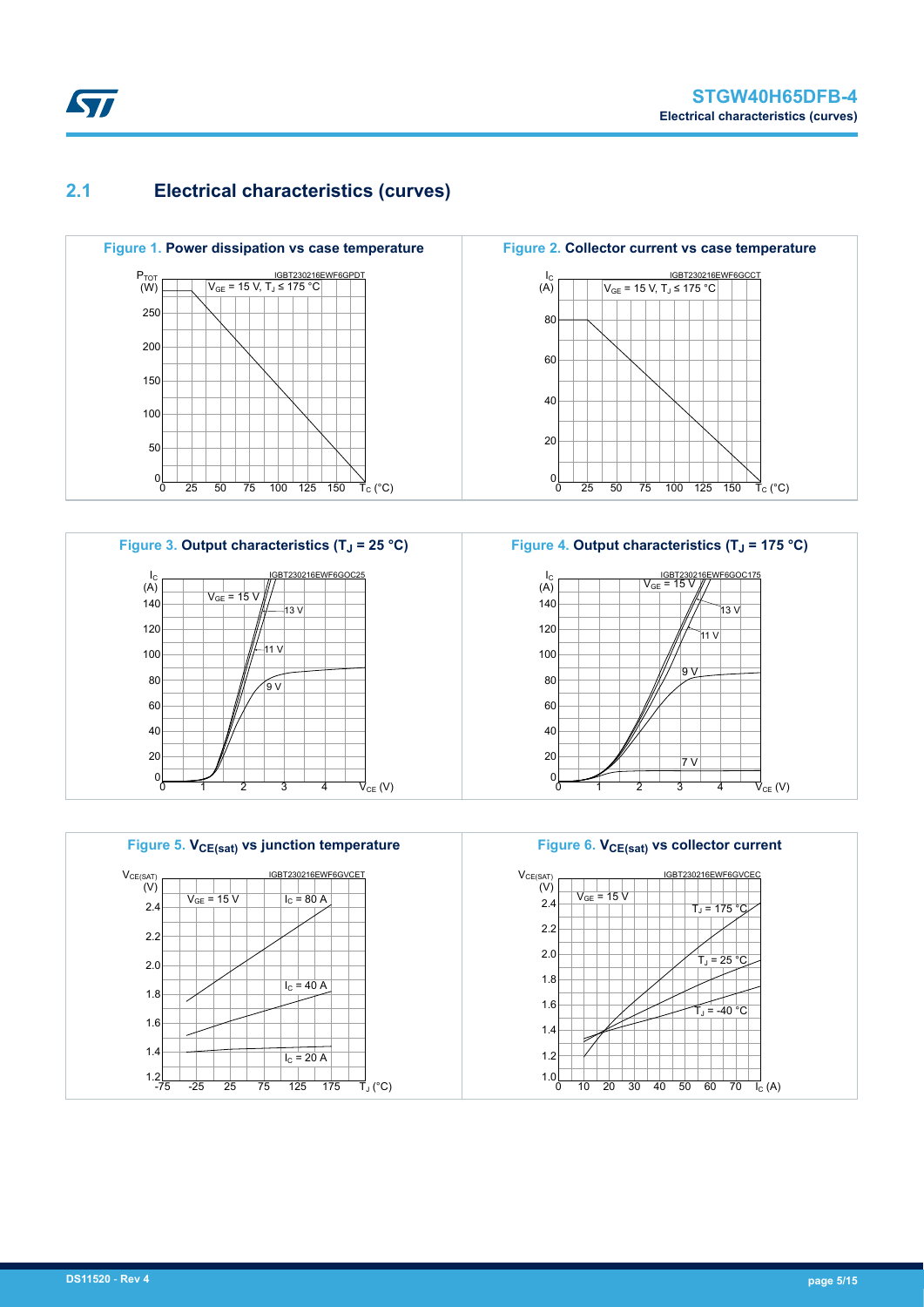## 2.1 Electrical characteristics (curves)

**Figure 1.** Power dissipation vs case temperature

**Figure 2.** Collector current vs case temperature

**Figure 3.** Output characteristics ($T_J$ = 25 °C)

**Figure 4.** Output characteristics ($T_J$ = 175 °C)

**Figure 5.** $V_{CE(sat)}$ vs junction temperature

**Figure 6.** $V_{CE(sat)}$ vs collector current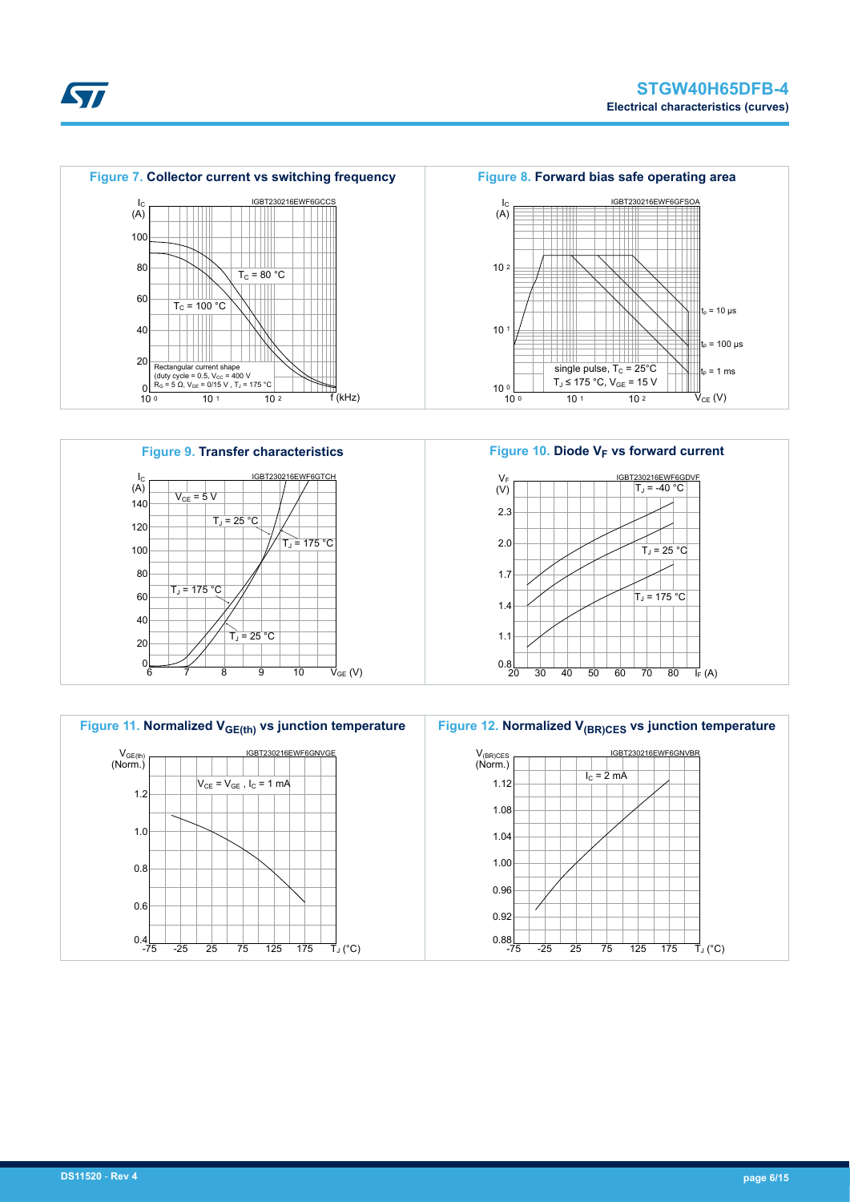**Figure 7. Collector current vs switching frequency**

**Figure 8. Forward bias safe operating area**

**Figure 9. Transfer characteristics**

**Figure 10. Diode $V_F$ vs forward current**

**Figure 11. Normalized $V_{GE(th)}$ vs junction temperature**

**Figure 12. Normalized $V_{(BR)CES}$ vs junction temperature**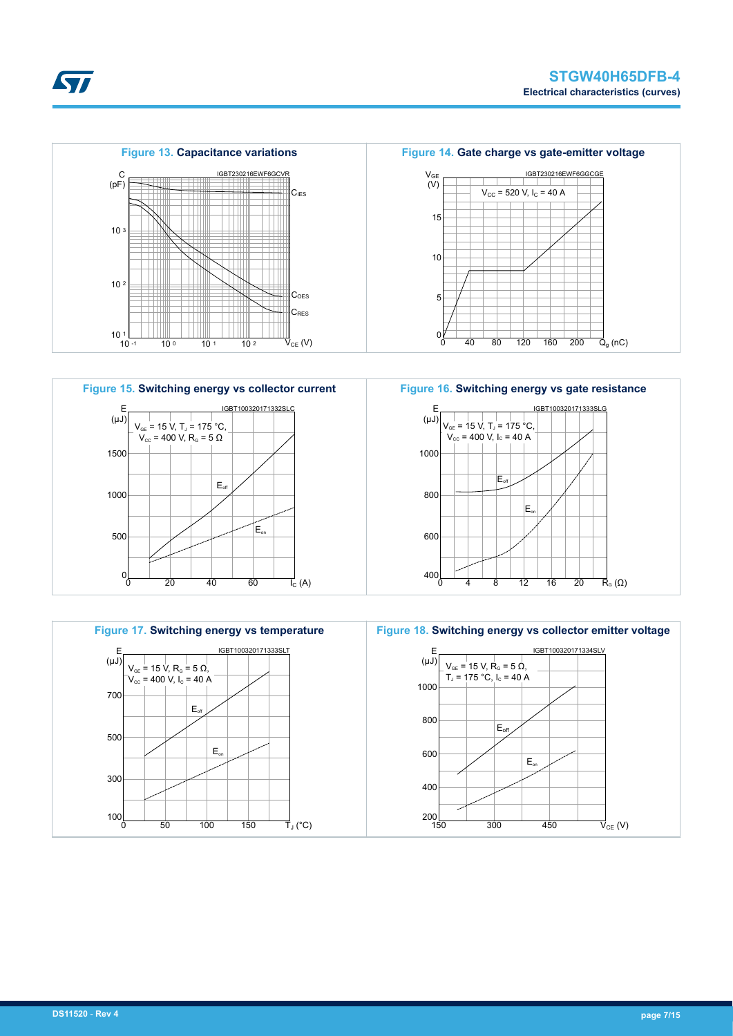**Figure 13.** Capacitance variations

**Figure 14.** Gate charge vs gate-emitter voltage

**Figure 15.** Switching energy vs collector current

**Figure 16.** Switching energy vs gate resistance

**Figure 17.** Switching energy vs temperature

**Figure 18.** Switching energy vs collector emitter voltage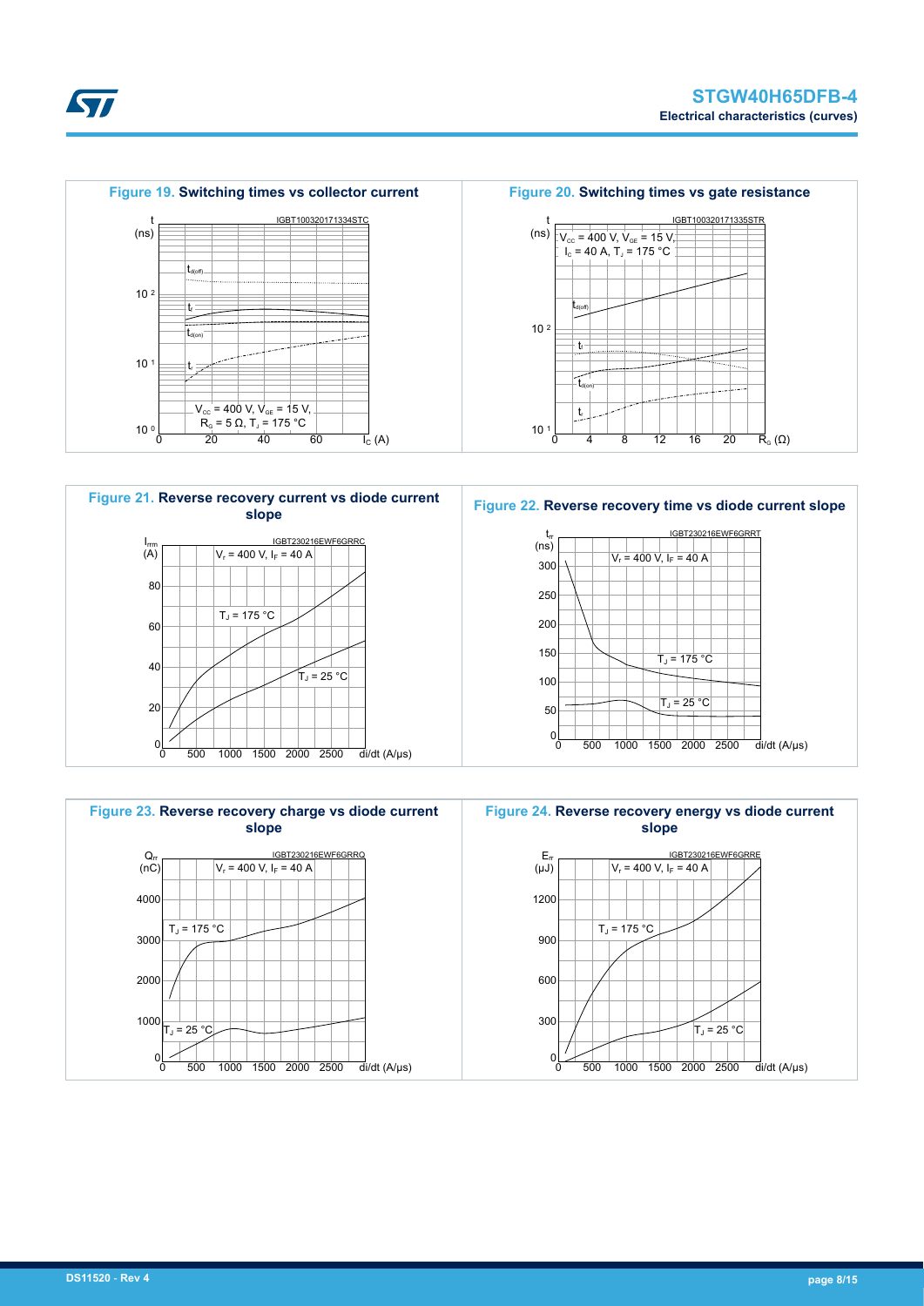**Figure 19.** **Switching times vs collector current**

**Figure 20.** **Switching times vs gate resistance**

**Figure 21.** **Reverse recovery current vs diode current slope**

**Figure 22.** **Reverse recovery time vs diode current slope**

**Figure 23.** **Reverse recovery charge vs diode current slope**

**Figure 24.** **Reverse recovery energy vs diode current slope**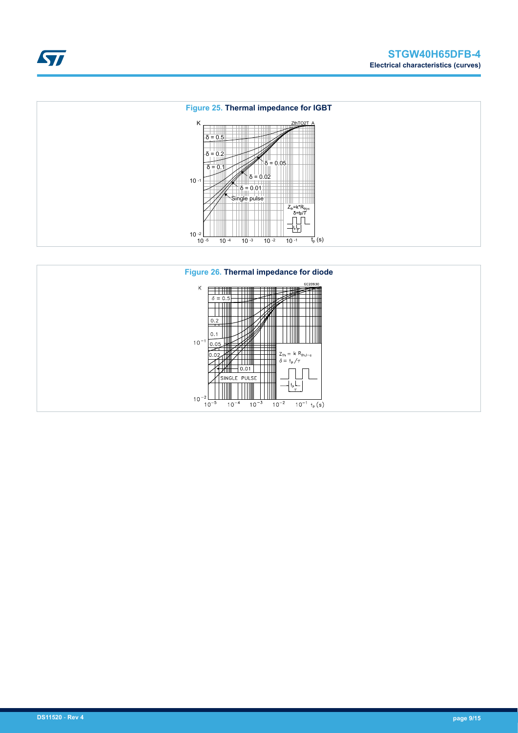Figure 25. Thermal impedance for IGBT

Figure 26. Thermal impedance for diode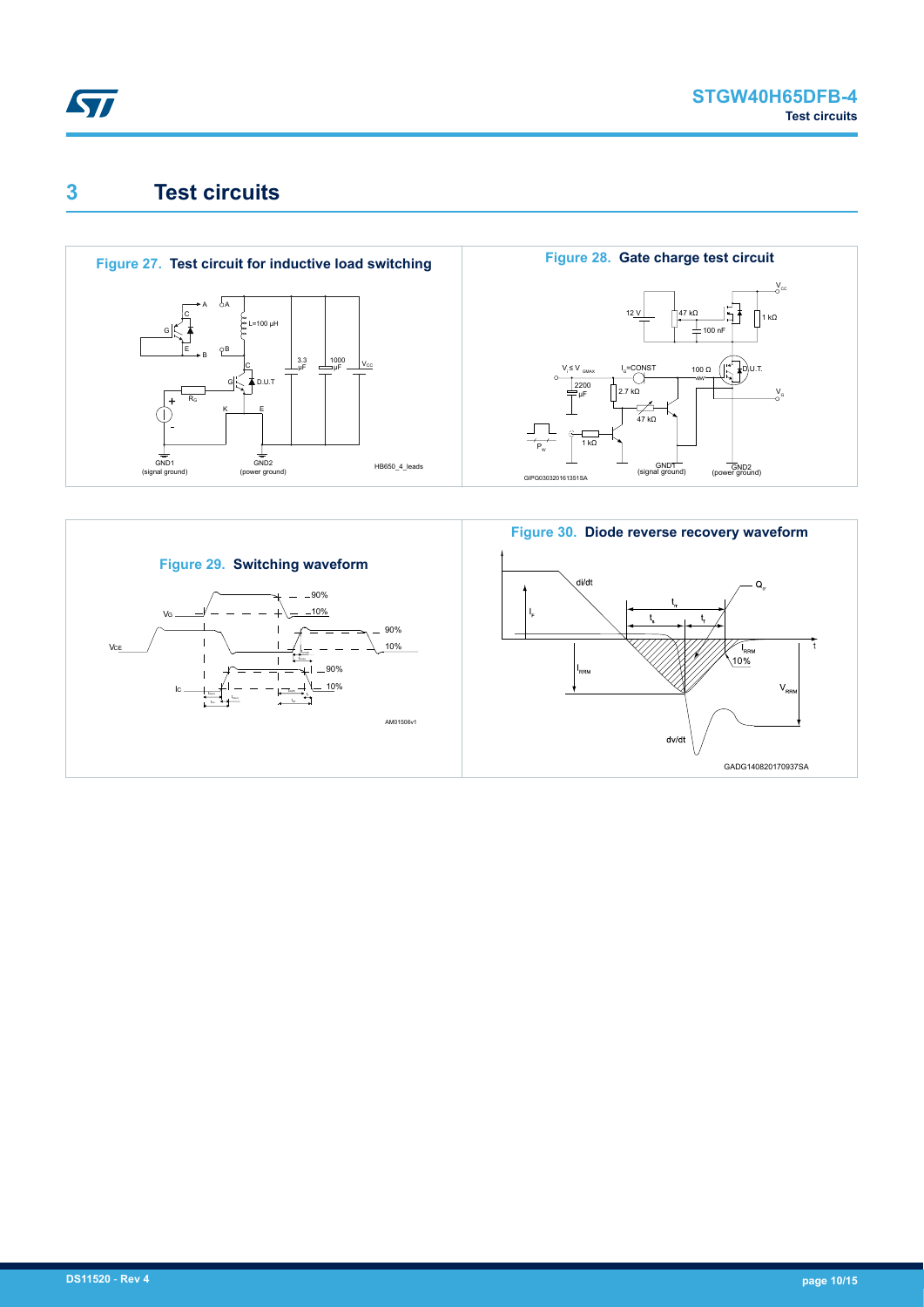# 3 Test circuits

**Figure 27. Test circuit for inductive load switching**

**Figure 28. Gate charge test circuit**

**Figure 29. Switching waveform**

**Figure 30. Diode reverse recovery waveform**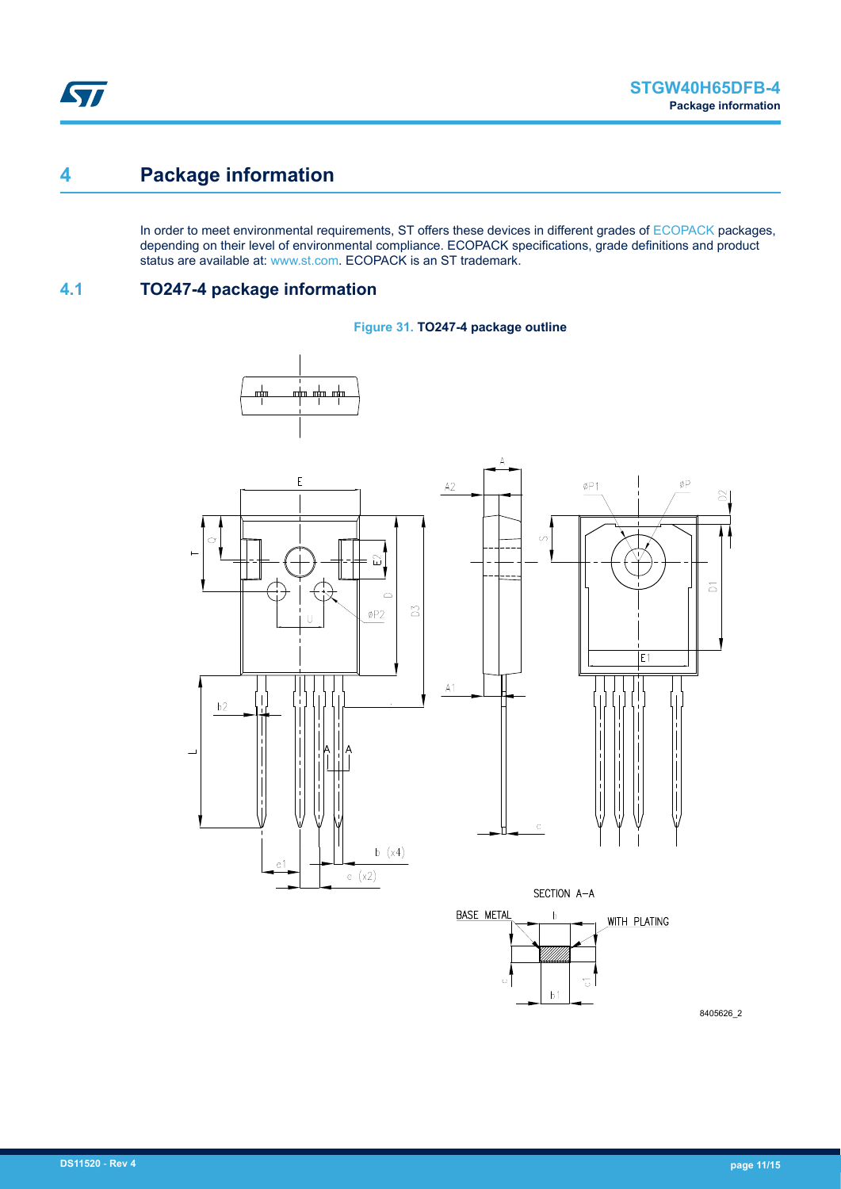# 4 Package information

In order to meet environmental requirements, ST offers these devices in different grades of ECOPACK packages, depending on their level of environmental compliance. ECOPACK specifications, grade definitions and product status are available at: www.st.com. ECOPACK is an ST trademark.

## 4.1 TO247-4 package information

**Figure 31. TO247-4 package outline**

8405626_2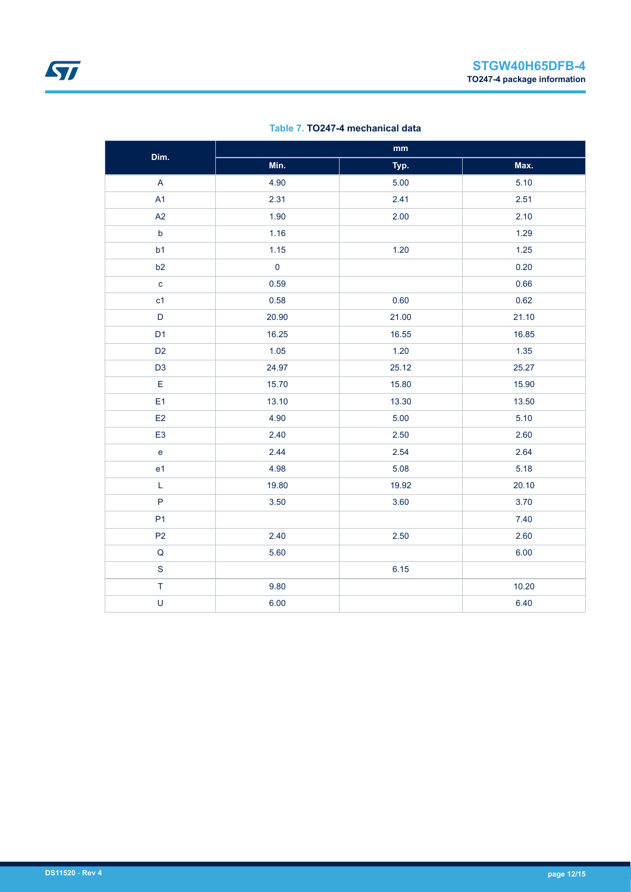**Table 7. TO247-4 mechanical data**

| Dim. | mm | | |
|---|---|---|---|
| | Min. | Typ. | Max. |
| A | 4.90 | 5.00 | 5.10 |
| A1 | 2.31 | 2.41 | 2.51 |
| A2 | 1.90 | 2.00 | 2.10 |
| b | 1.16 | | 1.29 |
| b1 | 1.15 | 1.20 | 1.25 |
| b2 | 0 | | 0.20 |
| c | 0.59 | | 0.66 |
| c1 | 0.58 | 0.60 | 0.62 |
| D | 20.90 | 21.00 | 21.10 |
| D1 | 16.25 | 16.55 | 16.85 |
| D2 | 1.05 | 1.20 | 1.35 |
| D3 | 24.97 | 25.12 | 25.27 |
| E | 15.70 | 15.80 | 15.90 |
| E1 | 13.10 | 13.30 | 13.50 |
| E2 | 4.90 | 5.00 | 5.10 |
| E3 | 2.40 | 2.50 | 2.60 |
| e | 2.44 | 2.54 | 2.64 |
| e1 | 4.98 | 5.08 | 5.18 |
| L | 19.80 | 19.92 | 20.10 |
| P | 3.50 | 3.60 | 3.70 |
| P1 | | | 7.40 |
| P2 | 2.40 | 2.50 | 2.60 |
| Q | 5.60 | | 6.00 |
| S | | 6.15 | |
| T | 9.80 | | 10.20 |
| U | 6.00 | | 6.40 |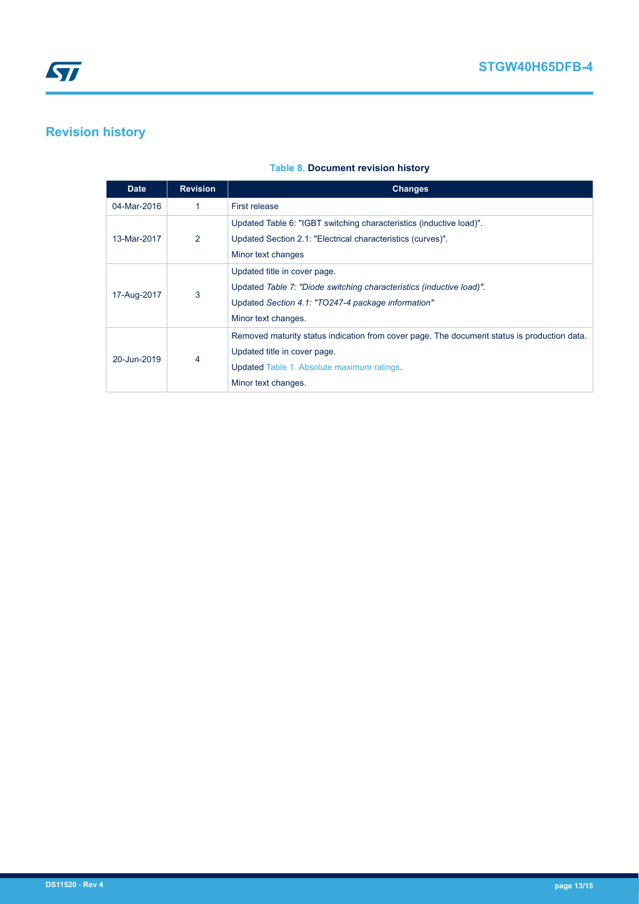# Revision history

**Table 8. Document revision history**

| Date | Revision | Changes |
|---|---|---|
| 04-Mar-2016 | 1 | First release |
| 13-Mar-2017 | 2 | Updated Table 6: "IGBT switching characteristics (inductive load)".<br>Updated Section 2.1: "Electrical characteristics (curves)".<br>Minor text changes |
| 17-Aug-2017 | 3 | Updated title in cover page.<br>Updated *Table 7: "Diode switching characteristics (inductive load)"*.<br>Updated *Section 4.1: "TO247-4 package information"*<br>Minor text changes. |
| 20-Jun-2019 | 4 | Removed maturity status indication from cover page. The document status is production data.<br>Updated title in cover page.<br>Updated Table 1. Absolute maximum ratings.<br>Minor text changes. |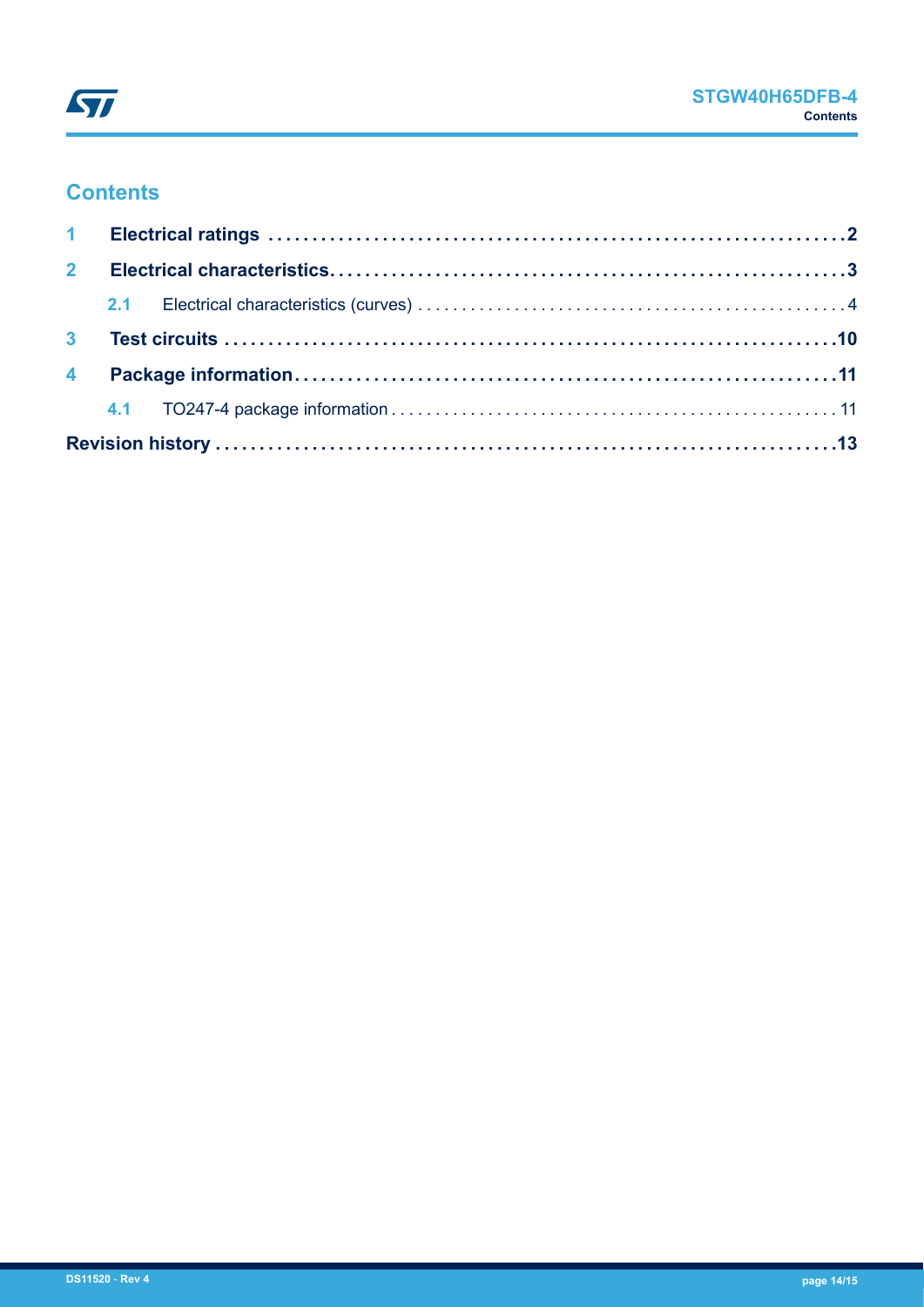# Contents

| | | |
|---|---|---|
| **1** | **Electrical ratings** | **2** |
| **2** | **Electrical characteristics** | **3** |
| 2.1 | Electrical characteristics (curves) | 4 |
| **3** | **Test circuits** | **10** |
| **4** | **Package information** | **11** |
| 4.1 | TO247-4 package information | 11 |
| **Revision history** | | **13** |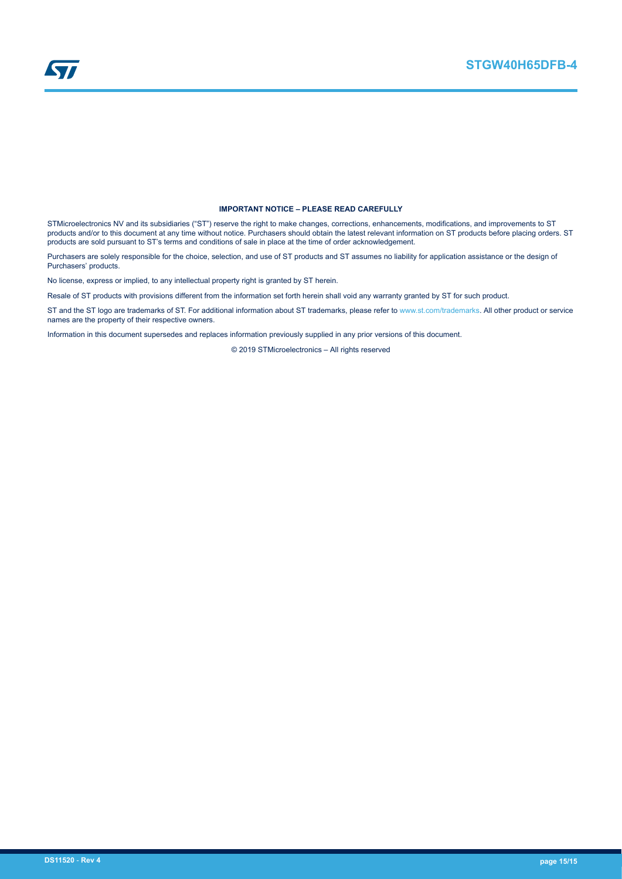**IMPORTANT NOTICE – PLEASE READ CAREFULLY**

STMicroelectronics NV and its subsidiaries ("ST") reserve the right to make changes, corrections, enhancements, modifications, and improvements to ST products and/or to this document at any time without notice. Purchasers should obtain the latest relevant information on ST products before placing orders. ST products are sold pursuant to ST's terms and conditions of sale in place at the time of order acknowledgement.

Purchasers are solely responsible for the choice, selection, and use of ST products and ST assumes no liability for application assistance or the design of Purchasers' products.

No license, express or implied, to any intellectual property right is granted by ST herein.

Resale of ST products with provisions different from the information set forth herein shall void any warranty granted by ST for such product.

ST and the ST logo are trademarks of ST. For additional information about ST trademarks, please refer to www.st.com/trademarks. All other product or service names are the property of their respective owners.

Information in this document supersedes and replaces information previously supplied in any prior versions of this document.

© 2019 STMicroelectronics – All rights reserved